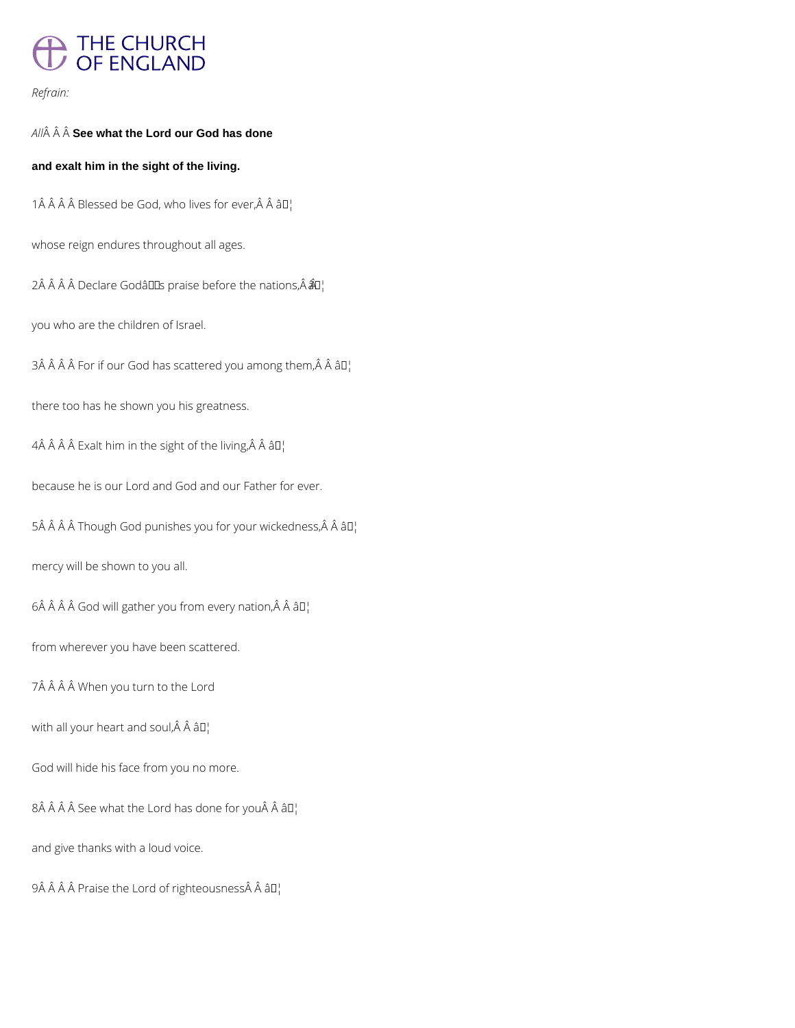*Refrain:*

*All* **See what the Lord our God has done**

**and exalt him in the sight of the living.**

1 Blessed be God, who lives for ever, ✶

whose reign endures throughout all ages.

2 Declare God's praise before the nations, ✶

you who are the children of Israel.

3 For if our God has scattered you among them, ✶

there too has he shown you his greatness.

4 Exalt him in the sight of the living, ✶

because he is our Lord and God and our Father for ever.

5 Though God punishes you for your wickedness, ✶

mercy will be shown to you all.

6 God will gather you from every nation, ✶

from wherever you have been scattered.

7 When you turn to the Lord

with all your heart and soul, ✶

God will hide his face from you no more.

8 See what the Lord has done for you ✶

and give thanks with a loud voice.

9 Praise the Lord of righteousness ✶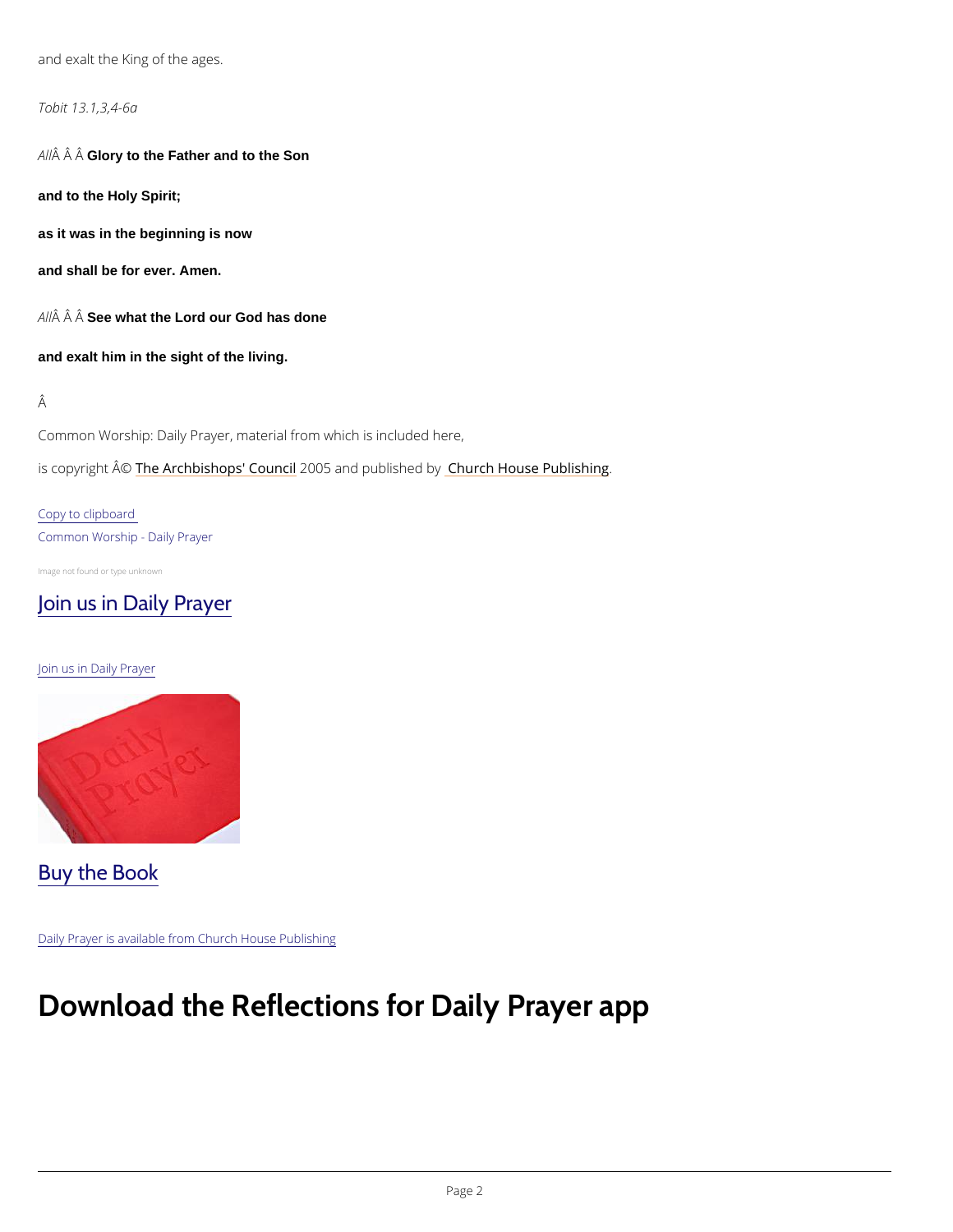and exalt the King of the ages.

*Tobit 13.1,3,4-6a*

*All*Â Â Â **Glory to the Father and to the Son**

**and to the Holy Spirit;**

**as it was in the beginning is now**

**and shall be for ever. Amen.**

*All*Â Â Â **See what the Lord our God has done**

**and exalt him in the sight of the living.**

Â

Common Worship: Daily Prayer, material from which is included here,

is copyright Â© The Archbishops' Council 2005 and published by Church House Publishing.

Copy to clipboard

Common Worship - Daily Prayer

Image not found or type unknown

## Join us in Daily Prayer

Join us in Daily Prayer

## Buy the Book

Daily Prayer is available from Church House Publishing

# Download the Reflections for Daily Prayer app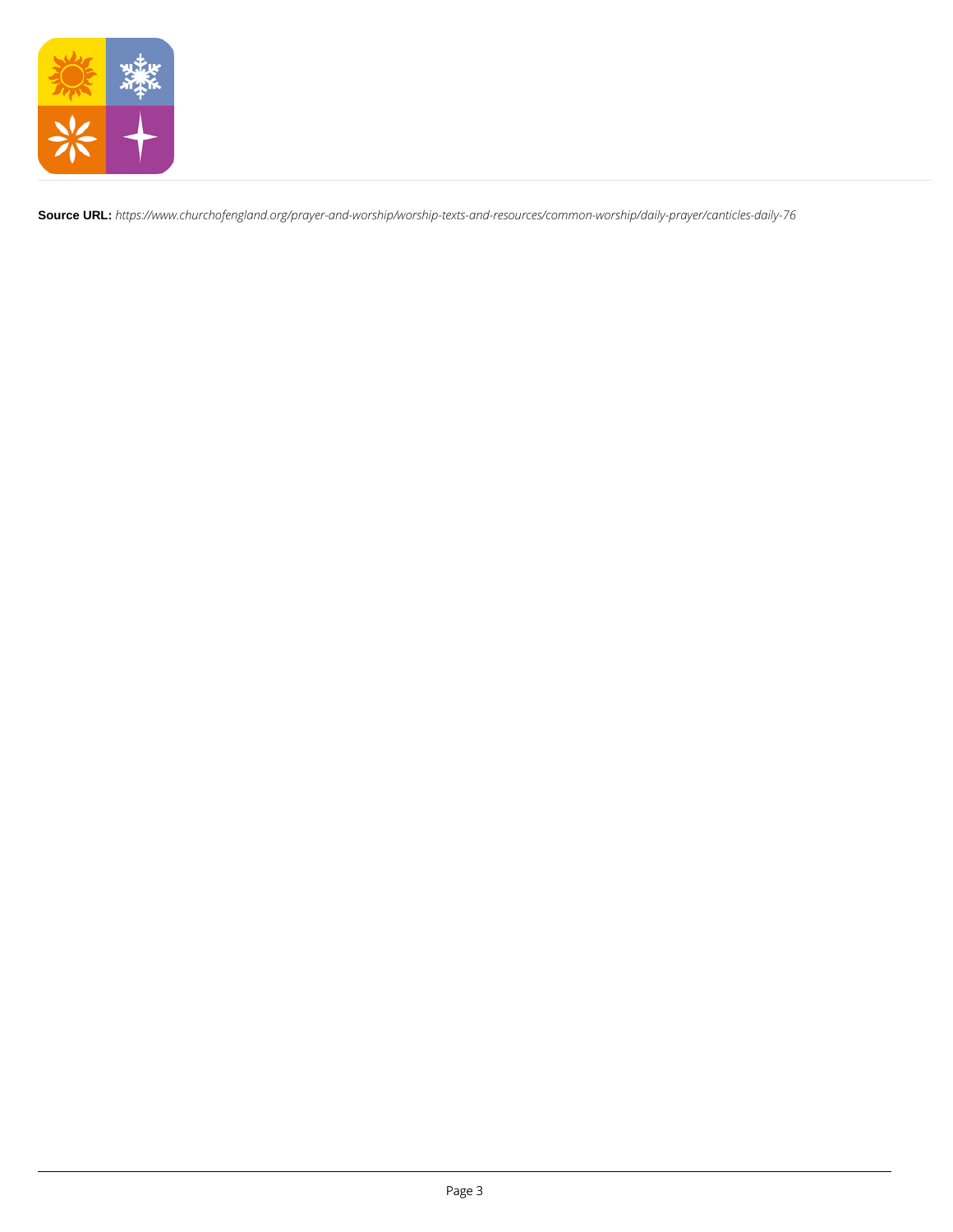**Source URL:** *https://www.churchofengland.org/prayer-and-worship/worship-texts-and-resources/common-worship/daily-prayer/canticles-daily-76*